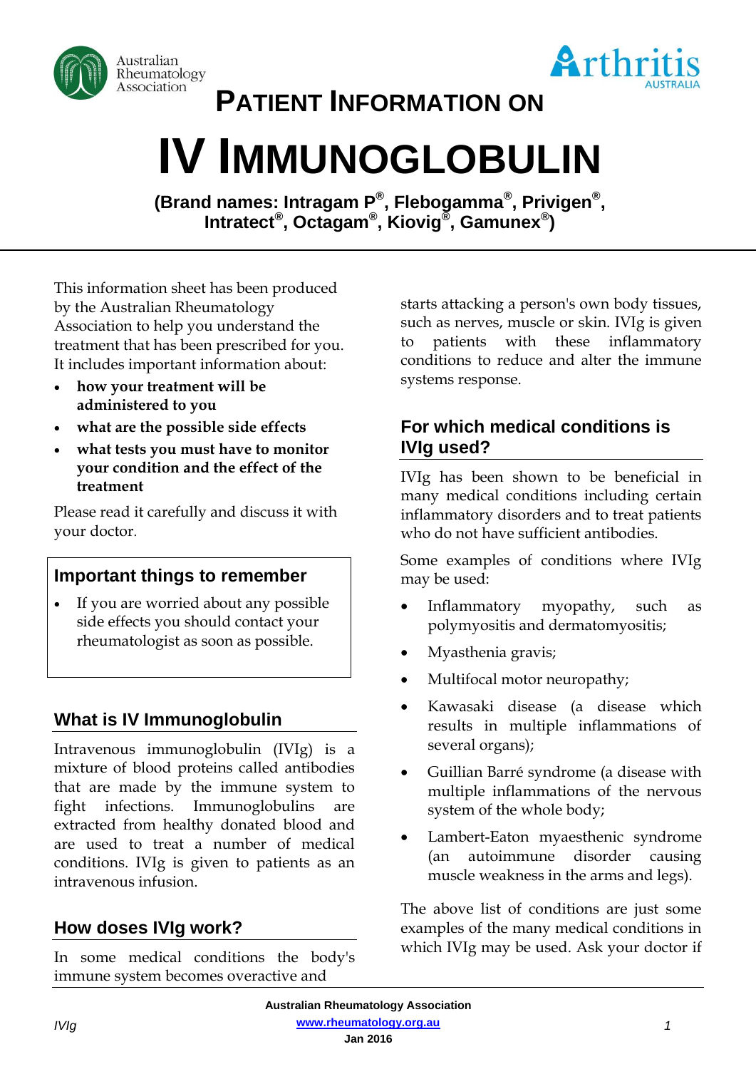Australian Rheumatology Association

Arthritis AUSTRALIA

# PATIENT INFORMATION ON

# IV IMMUNOGLOBULIN

**(Brand names: Intragam P®, Flebogamma®, Privigen®, Intratect®, Octagam®, Kiovig®, Gamunex®)**

This information sheet has been produced by the Australian Rheumatology Association to help you understand the treatment that has been prescribed for you. It includes important information about:

- **how your treatment will be administered to you**
- **what are the possible side effects**
- **what tests you must have to monitor your condition and the effect of the treatment**

Please read it carefully and discuss it with your doctor.

## Important things to remember

- If you are worried about any possible side effects you should contact your rheumatologist as soon as possible.

## What is IV Immunoglobulin

Intravenous immunoglobulin (IVIg) is a mixture of blood proteins called antibodies that are made by the immune system to fight infections. Immunoglobulins are extracted from healthy donated blood and are used to treat a number of medical conditions. IVIg is given to patients as an intravenous infusion.

## How doses IVIg work?

In some medical conditions the body's immune system becomes overactive and starts attacking a person's own body tissues, such as nerves, muscle or skin. IVIg is given to patients with these inflammatory conditions to reduce and alter the immune systems response.

## For which medical conditions is IVIg used?

IVIg has been shown to be beneficial in many medical conditions including certain inflammatory disorders and to treat patients who do not have sufficient antibodies.

Some examples of conditions where IVIg may be used:

- Inflammatory myopathy, such as polymyositis and dermatomyositis;
- Myasthenia gravis;
- Multifocal motor neuropathy;
- Kawasaki disease (a disease which results in multiple inflammations of several organs);
- Guillian Barré syndrome (a disease with multiple inflammations of the nervous system of the whole body;
- Lambert-Eaton myaesthenic syndrome (an autoimmune disorder causing muscle weakness in the arms and legs).

The above list of conditions are just some examples of the many medical conditions in which IVIg may be used. Ask your doctor if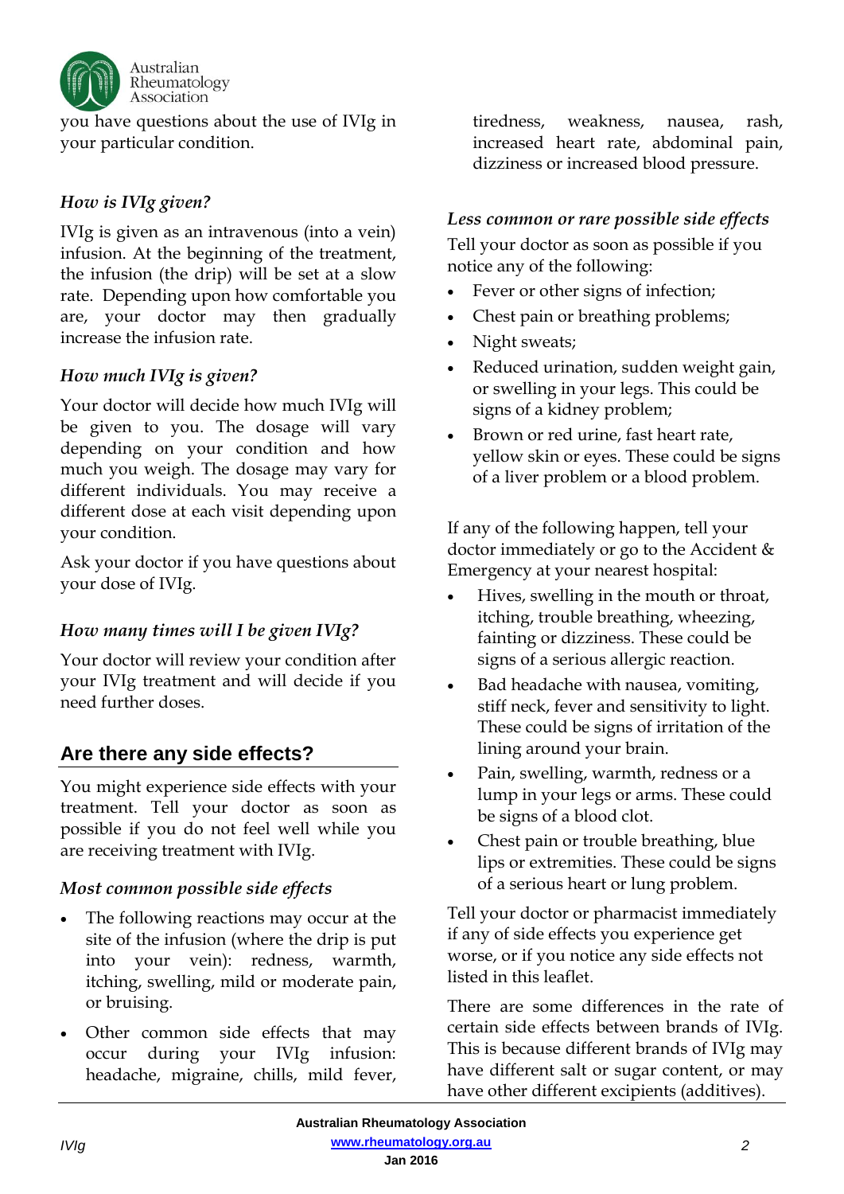you have questions about the use of IVIg in your particular condition.

### *How is IVIg given?*

IVIg is given as an intravenous (into a vein) infusion. At the beginning of the treatment, the infusion (the drip) will be set at a slow rate. Depending upon how comfortable you are, your doctor may then gradually increase the infusion rate.

### *How much IVIg is given?*

Your doctor will decide how much IVIg will be given to you. The dosage will vary depending on your condition and how much you weigh. The dosage may vary for different individuals. You may receive a different dose at each visit depending upon your condition.

Ask your doctor if you have questions about your dose of IVIg.

### *How many times will I be given IVIg?*

Your doctor will review your condition after your IVIg treatment and will decide if you need further doses.

## Are there any side effects?

You might experience side effects with your treatment. Tell your doctor as soon as possible if you do not feel well while you are receiving treatment with IVIg.

### *Most common possible side effects*

- The following reactions may occur at the site of the infusion (where the drip is put into your vein): redness, warmth, itching, swelling, mild or moderate pain, or bruising.
- Other common side effects that may occur during your IVIg infusion: headache, migraine, chills, mild fever, tiredness, weakness, nausea, rash, increased heart rate, abdominal pain, dizziness or increased blood pressure.

### *Less common or rare possible side effects*

Tell your doctor as soon as possible if you notice any of the following:

- Fever or other signs of infection;
- Chest pain or breathing problems;
- Night sweats;
- Reduced urination, sudden weight gain, or swelling in your legs. This could be signs of a kidney problem;
- Brown or red urine, fast heart rate, yellow skin or eyes. These could be signs of a liver problem or a blood problem.

If any of the following happen, tell your doctor immediately or go to the Accident & Emergency at your nearest hospital:

- Hives, swelling in the mouth or throat, itching, trouble breathing, wheezing, fainting or dizziness. These could be signs of a serious allergic reaction.
- Bad headache with nausea, vomiting, stiff neck, fever and sensitivity to light. These could be signs of irritation of the lining around your brain.
- Pain, swelling, warmth, redness or a lump in your legs or arms. These could be signs of a blood clot.
- Chest pain or trouble breathing, blue lips or extremities. These could be signs of a serious heart or lung problem.

Tell your doctor or pharmacist immediately if any of side effects you experience get worse, or if you notice any side effects not listed in this leaflet.

There are some differences in the rate of certain side effects between brands of IVIg. This is because different brands of IVIg may have different salt or sugar content, or may have other different excipients (additives).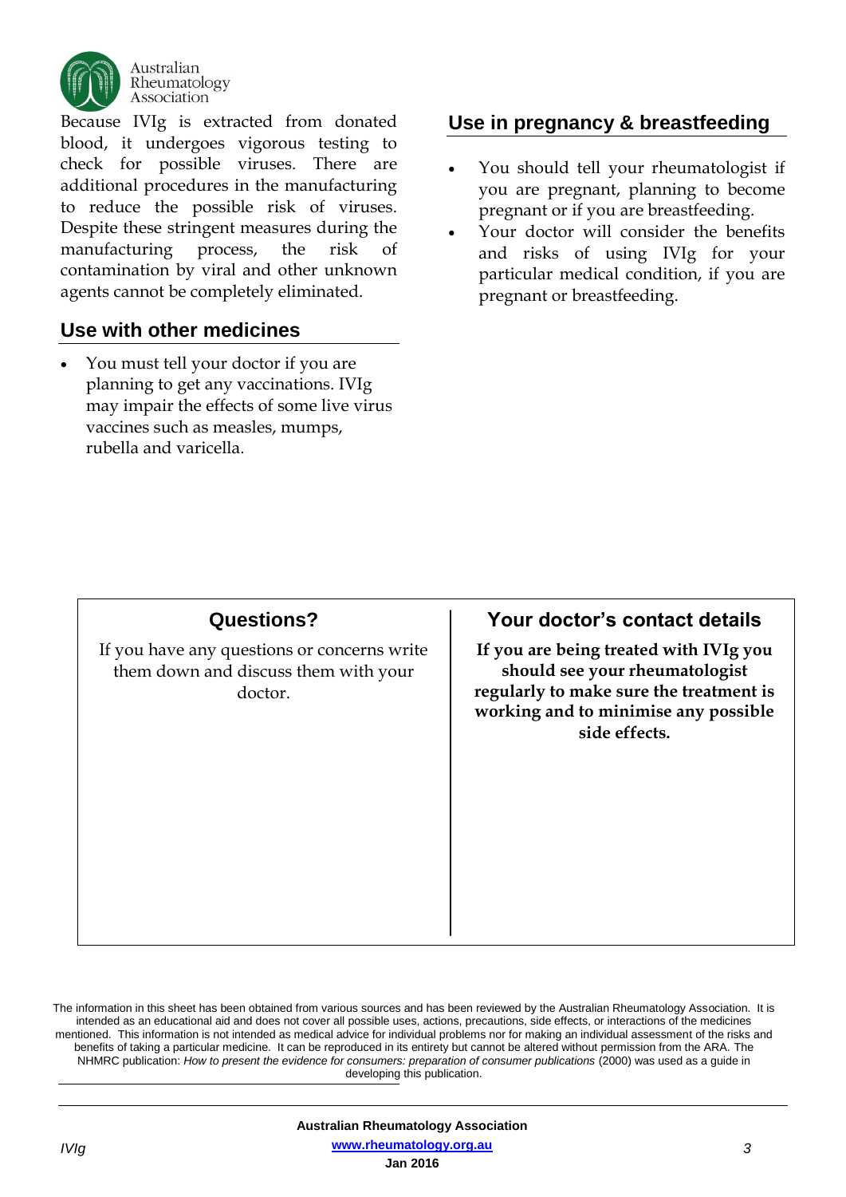Because IVIg is extracted from donated blood, it undergoes vigorous testing to check for possible viruses. There are additional procedures in the manufacturing to reduce the possible risk of viruses. Despite these stringent measures during the manufacturing process, the risk of contamination by viral and other unknown agents cannot be completely eliminated.

## Use with other medicines

- You must tell your doctor if you are planning to get any vaccinations. IVIg may impair the effects of some live virus vaccines such as measles, mumps, rubella and varicella.

## Use in pregnancy & breastfeeding

- You should tell your rheumatologist if you are pregnant, planning to become pregnant or if you are breastfeeding.
- Your doctor will consider the benefits and risks of using IVIg for your particular medical condition, if you are pregnant or breastfeeding.

### Questions?

If you have any questions or concerns write them down and discuss them with your doctor.

### Your doctor's contact details

**If you are being treated with IVIg you should see your rheumatologist regularly to make sure the treatment is working and to minimise any possible side effects.**

The information in this sheet has been obtained from various sources and has been reviewed by the Australian Rheumatology Association. It is intended as an educational aid and does not cover all possible uses, actions, precautions, side effects, or interactions of the medicines mentioned. This information is not intended as medical advice for individual problems nor for making an individual assessment of the risks and benefits of taking a particular medicine. It can be reproduced in its entirety but cannot be altered without permission from the ARA. The NHMRC publication: *How to present the evidence for consumers: preparation of consumer publications* (2000) was used as a guide in developing this publication.

**Australian Rheumatology Association**
**www.rheumatology.org.au**
**Jan 2016**